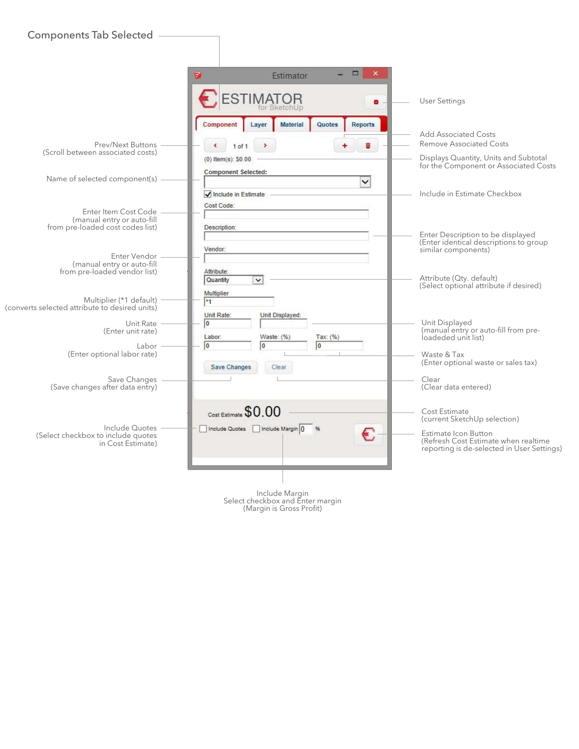## Components Tab Selected

**Estimator**

ESTIMATOR for SketchUp

Component | Layer | Material | Quotes | Reports

1 of 1

(0) Item(s): $0.00

Component Selected:

Include in Estimate

Cost Code:

Description:

Vendor:

Attribute: Quantity

Multiplier: *1

Unit Rate: 0 | Unit Displayed:

Labor: 0 | Waste: (%) 0 | Tax: (%) 0

Save Changes | Clear

Cost Estimate $0.00

Include Quotes | Include Margin 0 %

---

- User Settings
- Prev/Next Buttons (Scroll between associated costs)
- Add Associated Costs
- Remove Associated Costs
- Displays Quantity, Units and Subtotal for the Component or Associated Costs
- Name of selected component(s)
- Include in Estimate Checkbox
- Enter Item Cost Code (manual entry or auto-fill from pre-loaded cost codes list)
- Enter Description to be displayed (Enter identical descriptions to group similar components)
- Enter Vendor (manual entry or auto-fill from pre-loaded vendor list)
- Attribute (Qty. default) (Select optional attribute if desired)
- Multiplier (*1 default) (converts selected attribute to desired units)
- Unit Rate (Enter unit rate)
- Unit Displayed (manual entry or auto-fill from pre-loaded unit list)
- Labor (Enter optional labor rate)
- Waste & Tax (Enter optional waste or sales tax)
- Save Changes (Save changes after data entry)
- Clear (Clear data entered)
- Cost Estimate (current SketchUp selection)
- Include Quotes (Select checkbox to include quotes in Cost Estimate)
- Estimate Icon Button (Refresh Cost Estimate when realtime reporting is de-selected in User Settings)
- Include Margin Select checkbox and Enter margin (Margin is Gross Profit)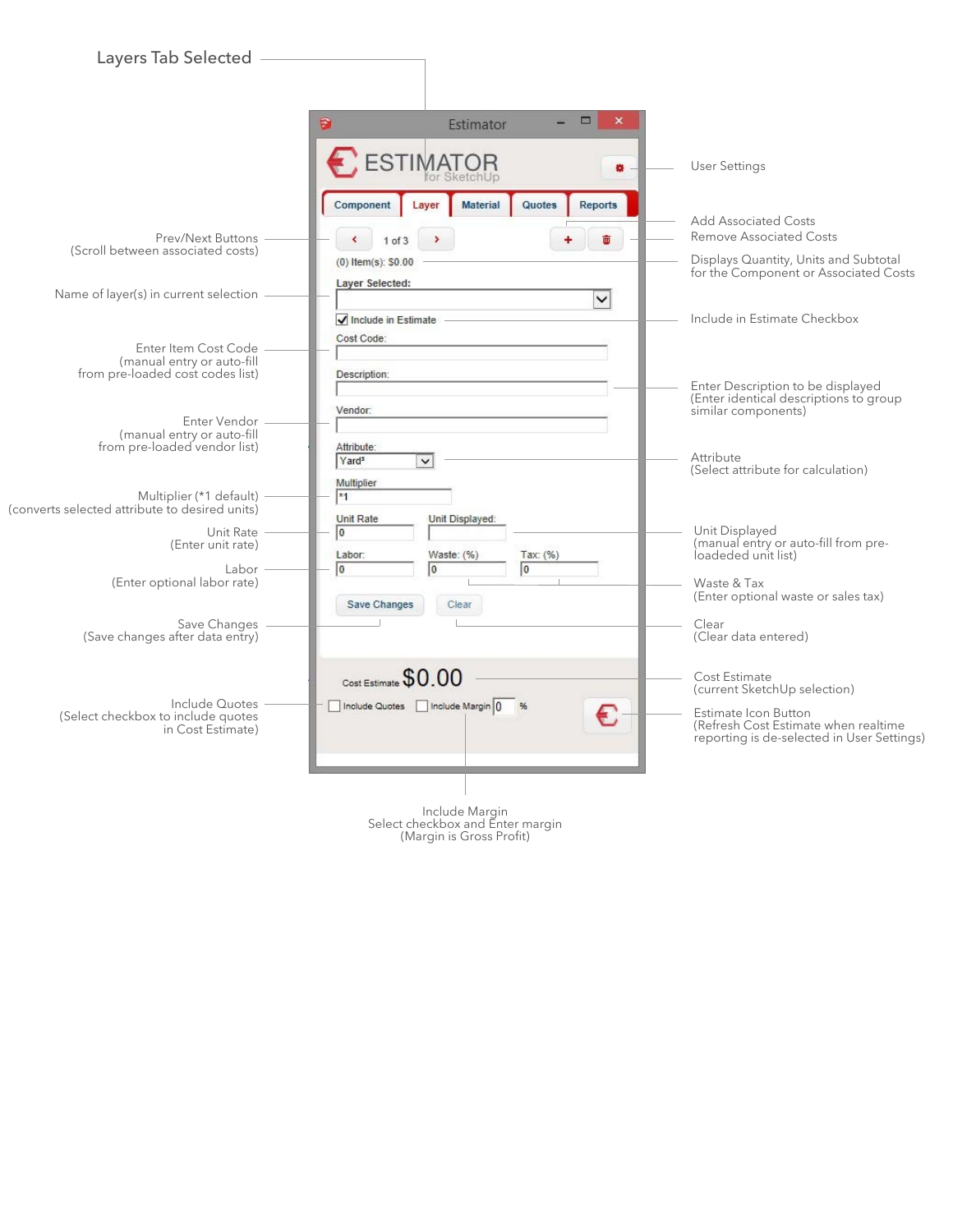# Layers Tab Selected

**Estimator**

ESTIMATOR for SketchUp

Component | Layer | Material | Quotes | Reports

1 of 3

(0) Item(s): $0.00

Layer Selected:

Include in Estimate

Cost Code:

Description:

Vendor:

Attribute: Yard³

Multiplier: *1

Unit Rate: 0 | Unit Displayed:

Labor: 0 | Waste: (%) 0 | Tax: (%) 0

Save Changes | Clear

Cost Estimate $0.00

Include Quotes | Include Margin 0 %

---

- **User Settings**
- **Prev/Next Buttons** (Scroll between associated costs)
- **Add Associated Costs**
- **Remove Associated Costs**
- **Displays Quantity, Units and Subtotal** for the Component or Associated Costs
- **Name of layer(s) in current selection**
- **Include in Estimate Checkbox**
- **Enter Item Cost Code** (manual entry or auto-fill from pre-loaded cost codes list)
- **Enter Description to be displayed** (Enter identical descriptions to group similar components)
- **Enter Vendor** (manual entry or auto-fill from pre-loaded vendor list)
- **Attribute** (Select attribute for calculation)
- **Multiplier (*1 default)** (converts selected attribute to desired units)
- **Unit Rate** (Enter unit rate)
- **Unit Displayed** (manual entry or auto-fill from pre-loaded unit list)
- **Labor** (Enter optional labor rate)
- **Waste & Tax** (Enter optional waste or sales tax)
- **Save Changes** (Save changes after data entry)
- **Clear** (Clear data entered)
- **Cost Estimate** (current SketchUp selection)
- **Include Quotes** (Select checkbox to include quotes in Cost Estimate)
- **Estimate Icon Button** (Refresh Cost Estimate when realtime reporting is de-selected in User Settings)
- **Include Margin** Select checkbox and Enter margin (Margin is Gross Profit)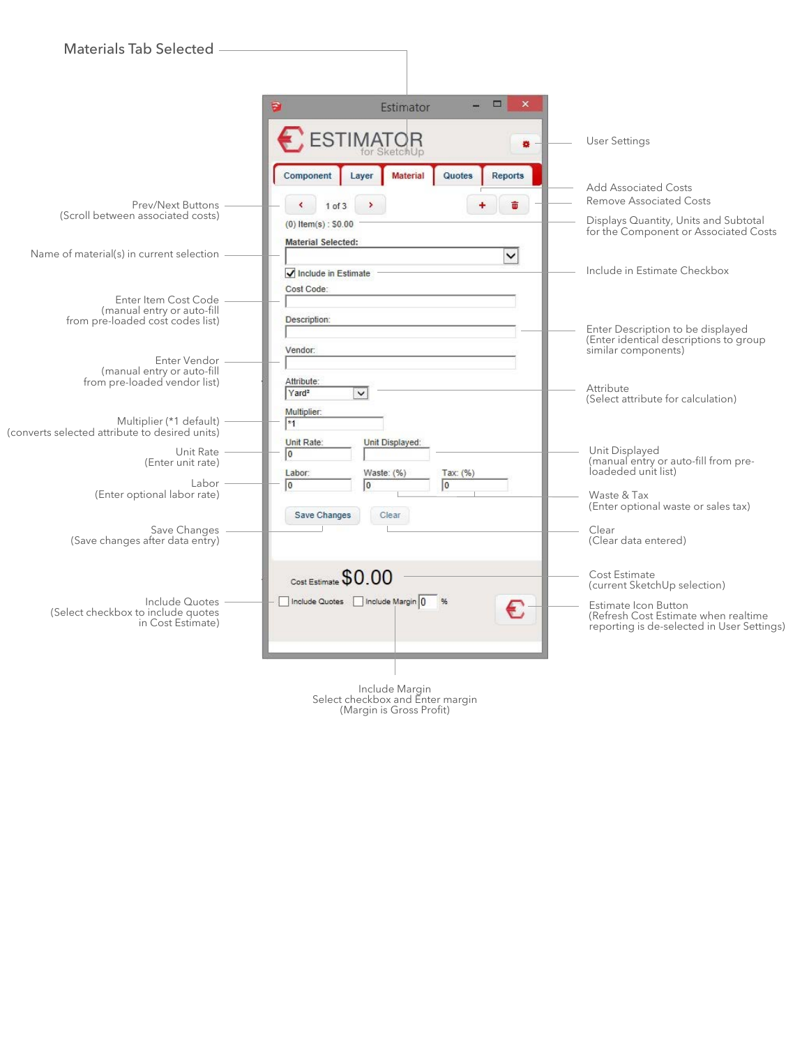# Materials Tab Selected

User Settings

Prev/Next Buttons
(Scroll between associated costs)

Add Associated Costs

Remove Associated Costs

Displays Quantity, Units and Subtotal for the Component or Associated Costs

Name of material(s) in current selection

Include in Estimate Checkbox

Enter Item Cost Code
(manual entry or auto-fill from pre-loaded cost codes list)

Enter Description to be displayed
(Enter identical descriptions to group similar components)

Enter Vendor
(manual entry or auto-fill from pre-loaded vendor list)

Attribute
(Select attribute for calculation)

Multiplier (*1 default)
(converts selected attribute to desired units)

Unit Rate
(Enter unit rate)

Unit Displayed
(manual entry or auto-fill from pre-loaded unit list)

Labor
(Enter optional labor rate)

Waste & Tax
(Enter optional waste or sales tax)

Save Changes
(Save changes after data entry)

Clear
(Clear data entered)

Cost Estimate
(current SketchUp selection)

Include Quotes
(Select checkbox to include quotes in Cost Estimate)

Estimate Icon Button
(Refresh Cost Estimate when realtime reporting is de-selected in User Settings)

Include Margin
Select checkbox and Enter margin
(Margin is Gross Profit)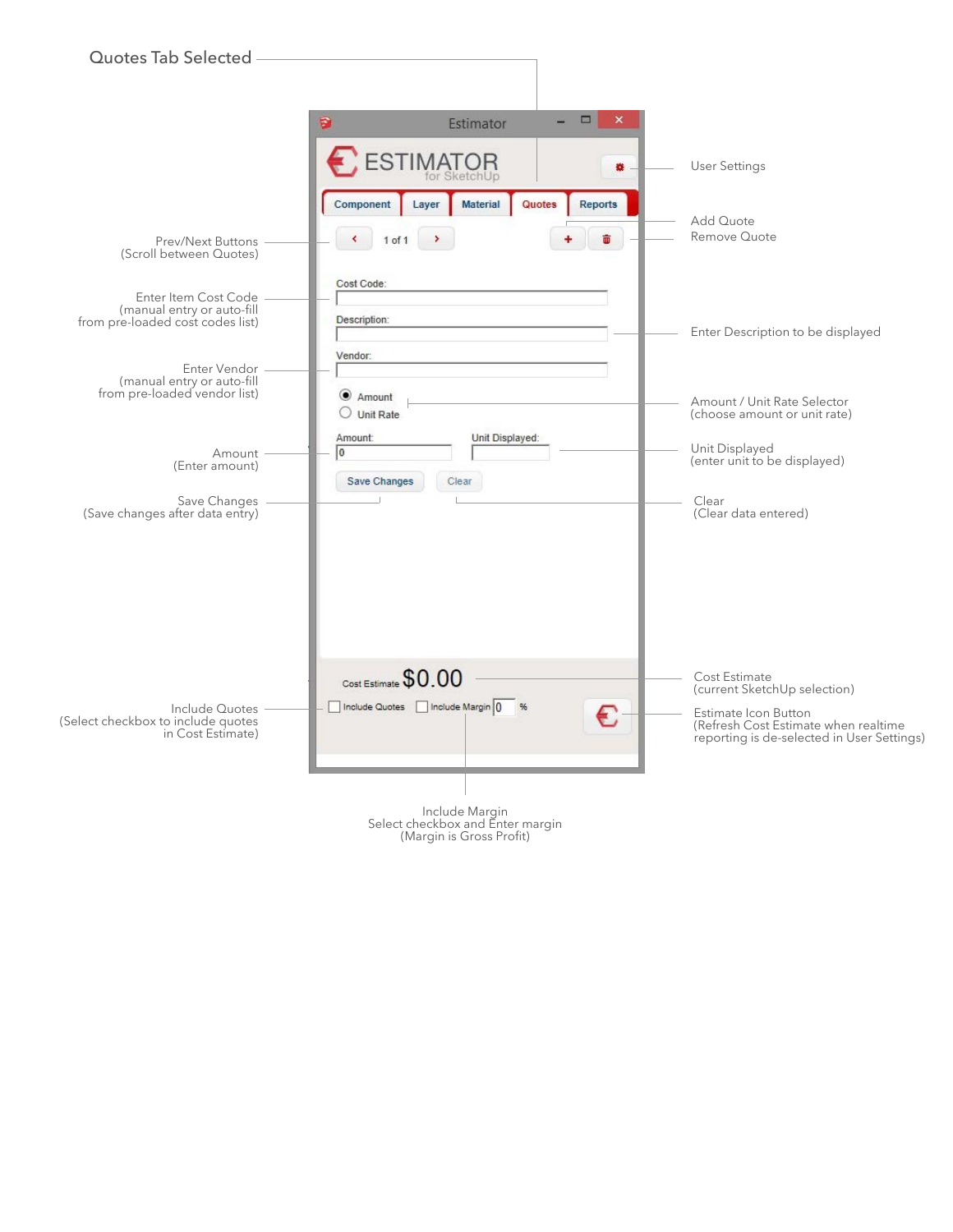# Quotes Tab Selected

**Estimator**

ESTIMATOR for SketchUp

Component | Layer | Material | Quotes | Reports

1 of 1

Cost Code:

Description:

Vendor:

- Amount
- Unit Rate

Amount: 0

Unit Displayed:

Save Changes | Clear

Cost Estimate $0.00

Include Quotes | Include Margin 0 %

---

- **User Settings**
- **Add Quote**
- **Remove Quote**
- **Prev/Next Buttons** (Scroll between Quotes)
- **Enter Item Cost Code** (manual entry or auto-fill from pre-loaded cost codes list)
- **Enter Description to be displayed**
- **Enter Vendor** (manual entry or auto-fill from pre-loaded vendor list)
- **Amount / Unit Rate Selector** (choose amount or unit rate)
- **Amount** (Enter amount)
- **Unit Displayed** (enter unit to be displayed)
- **Save Changes** (Save changes after data entry)
- **Clear** (Clear data entered)
- **Cost Estimate** (current SketchUp selection)
- **Include Quotes** (Select checkbox to include quotes in Cost Estimate)
- **Estimate Icon Button** (Refresh Cost Estimate when realtime reporting is de-selected in User Settings)
- **Include Margin** Select checkbox and Enter margin (Margin is Gross Profit)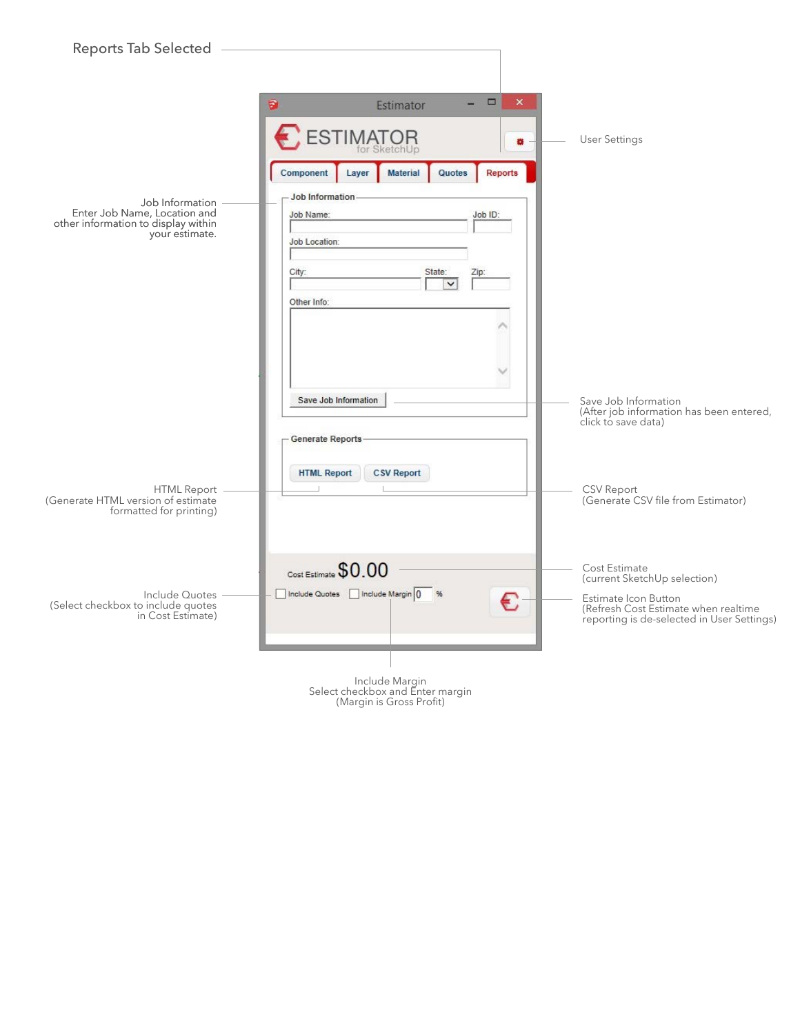# Reports Tab Selected

**Estimator**

**ESTIMATOR** for SketchUp

Component | Layer | Material | Quotes | Reports

**Job Information**

Job Name:
Job ID:
Job Location:
City:
State:
Zip:
Other Info:

Save Job Information

**Generate Reports**

HTML Report
CSV Report

Cost Estimate $0.00

Include Quotes
Include Margin 0 %

---

**User Settings**

**Job Information**
Enter Job Name, Location and other information to display within your estimate.

**Save Job Information**
(After job information has been entered, click to save data)

**HTML Report**
(Generate HTML version of estimate formatted for printing)

**CSV Report**
(Generate CSV file from Estimator)

**Cost Estimate**
(current SketchUp selection)

**Include Quotes**
(Select checkbox to include quotes in Cost Estimate)

**Estimate Icon Button**
(Refresh Cost Estimate when realtime reporting is de-selected in User Settings)

**Include Margin**
Select checkbox and Enter margin
(Margin is Gross Profit)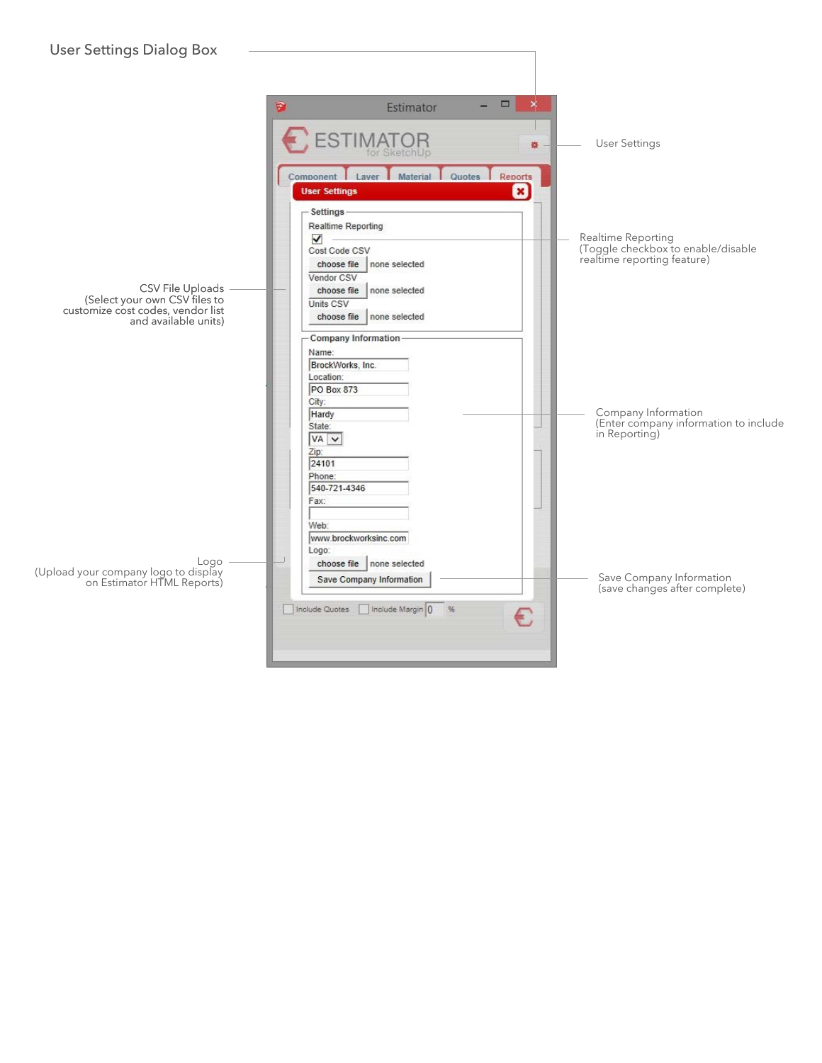# User Settings Dialog Box

User Settings

Realtime Reporting
(Toggle checkbox to enable/disable realtime reporting feature)

CSV File Uploads
(Select your own CSV files to customize cost codes, vendor list and available units)

Company Information
(Enter company information to include in Reporting)

Logo
(Upload your company logo to display on Estimator HTML Reports)

Save Company Information
(save changes after complete)

Estimator

ESTIMATOR
for SketchUp

Component | Layer | Material | Quotes | Reports

User Settings

Settings

Realtime Reporting

Cost Code CSV
choose file none selected

Vendor CSV
choose file none selected

Units CSV
choose file none selected

Company Information

Name:
BrockWorks, Inc.

Location:
PO Box 873

City:
Hardy

State:
VA

Zip:
24101

Phone:
540-721-4346

Fax:

Web:
www.brockworksinc.com

Logo:
choose file none selected

Save Company Information

Include Quotes    Include Margin 0 %